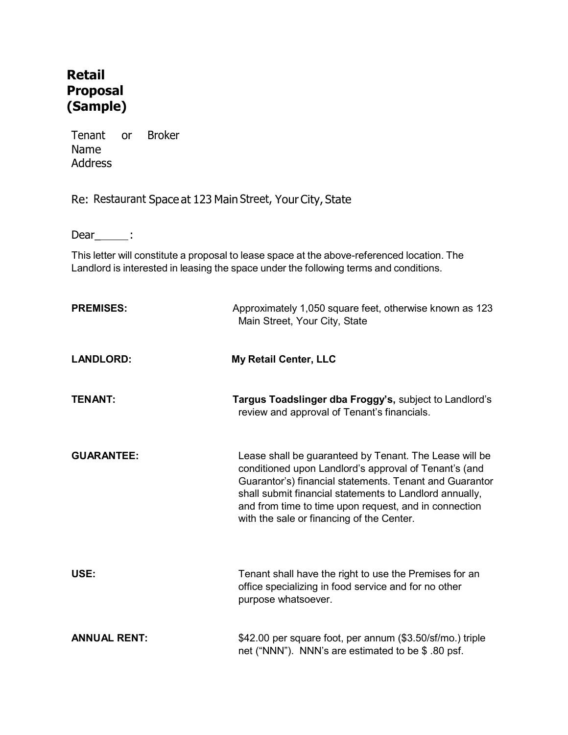# Retail Proposal (Sample)

Tenant or Broker Name
Address

Re: Restaurant Space at 123 Main Street, Your City, State

Dear_____:

This letter will constitute a proposal to lease space at the above-referenced location. The Landlord is interested in leasing the space under the following terms and conditions.

**PREMISES:** Approximately 1,050 square feet, otherwise known as 123 Main Street, Your City, State

**LANDLORD:** **My Retail Center, LLC**

**TENANT:** **Targus Toadslinger dba Froggy's,** subject to Landlord's review and approval of Tenant's financials.

**GUARANTEE:** Lease shall be guaranteed by Tenant. The Lease will be conditioned upon Landlord's approval of Tenant's (and Guarantor's) financial statements. Tenant and Guarantor shall submit financial statements to Landlord annually, and from time to time upon request, and in connection with the sale or financing of the Center.

**USE:** Tenant shall have the right to use the Premises for an office specializing in food service and for no other purpose whatsoever.

**ANNUAL RENT:** $42.00 per square foot, per annum ($3.50/sf/mo.) triple net ("NNN"). NNN's are estimated to be $ .80 psf.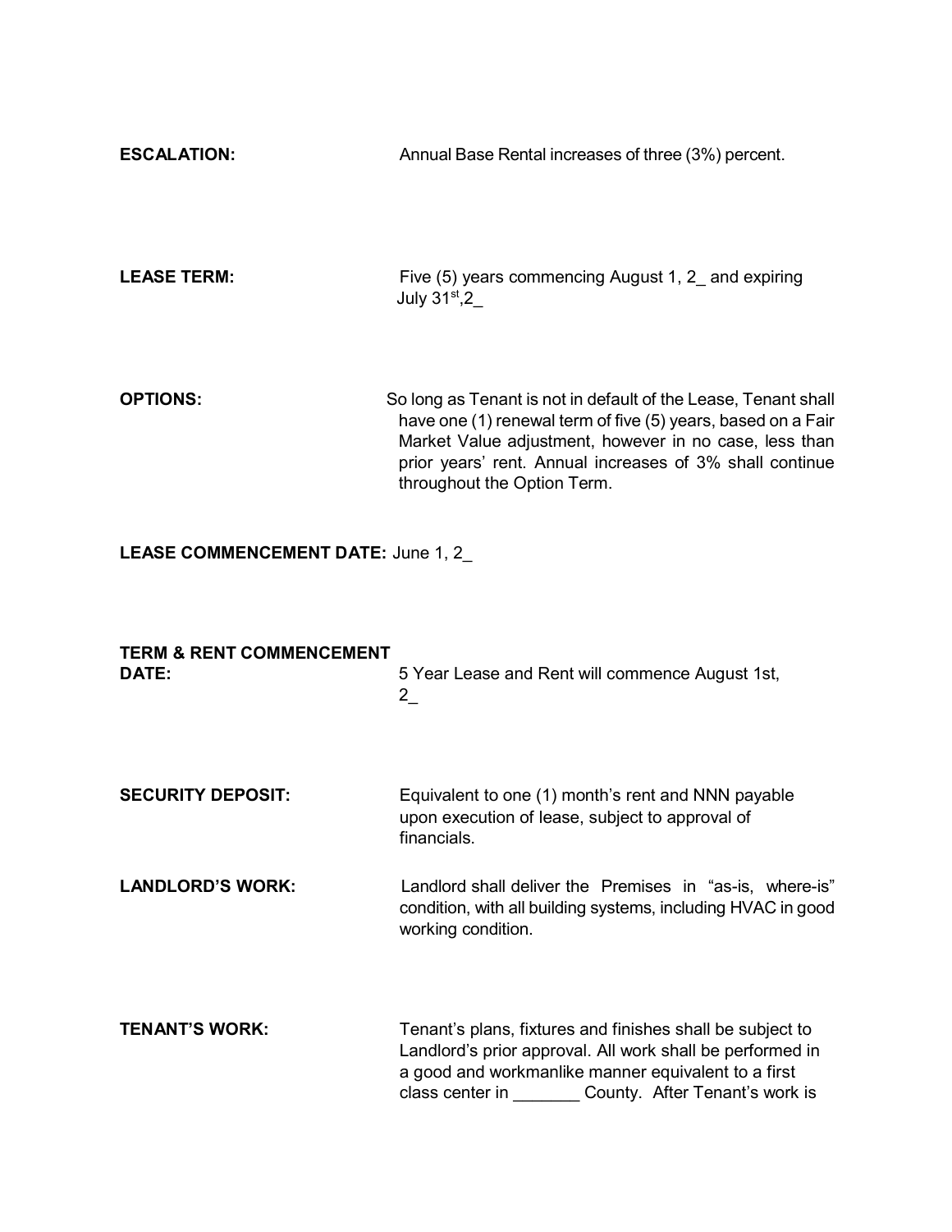**ESCALATION:** Annual Base Rental increases of three (3%) percent.

**LEASE TERM:** Five (5) years commencing August 1, 2_ and expiring July 31st,2_

**OPTIONS:** So long as Tenant is not in default of the Lease, Tenant shall have one (1) renewal term of five (5) years, based on a Fair Market Value adjustment, however in no case, less than prior years' rent. Annual increases of 3% shall continue throughout the Option Term.

**LEASE COMMENCEMENT DATE:** June 1, 2_

**TERM & RENT COMMENCEMENT DATE:** 5 Year Lease and Rent will commence August 1st, 2_

**SECURITY DEPOSIT:** Equivalent to one (1) month's rent and NNN payable upon execution of lease, subject to approval of financials.

**LANDLORD'S WORK:** Landlord shall deliver the Premises in "as-is, where-is" condition, with all building systems, including HVAC in good working condition.

**TENANT'S WORK:** Tenant's plans, fixtures and finishes shall be subject to Landlord's prior approval. All work shall be performed in a good and workmanlike manner equivalent to a first class center in _______ County. After Tenant's work is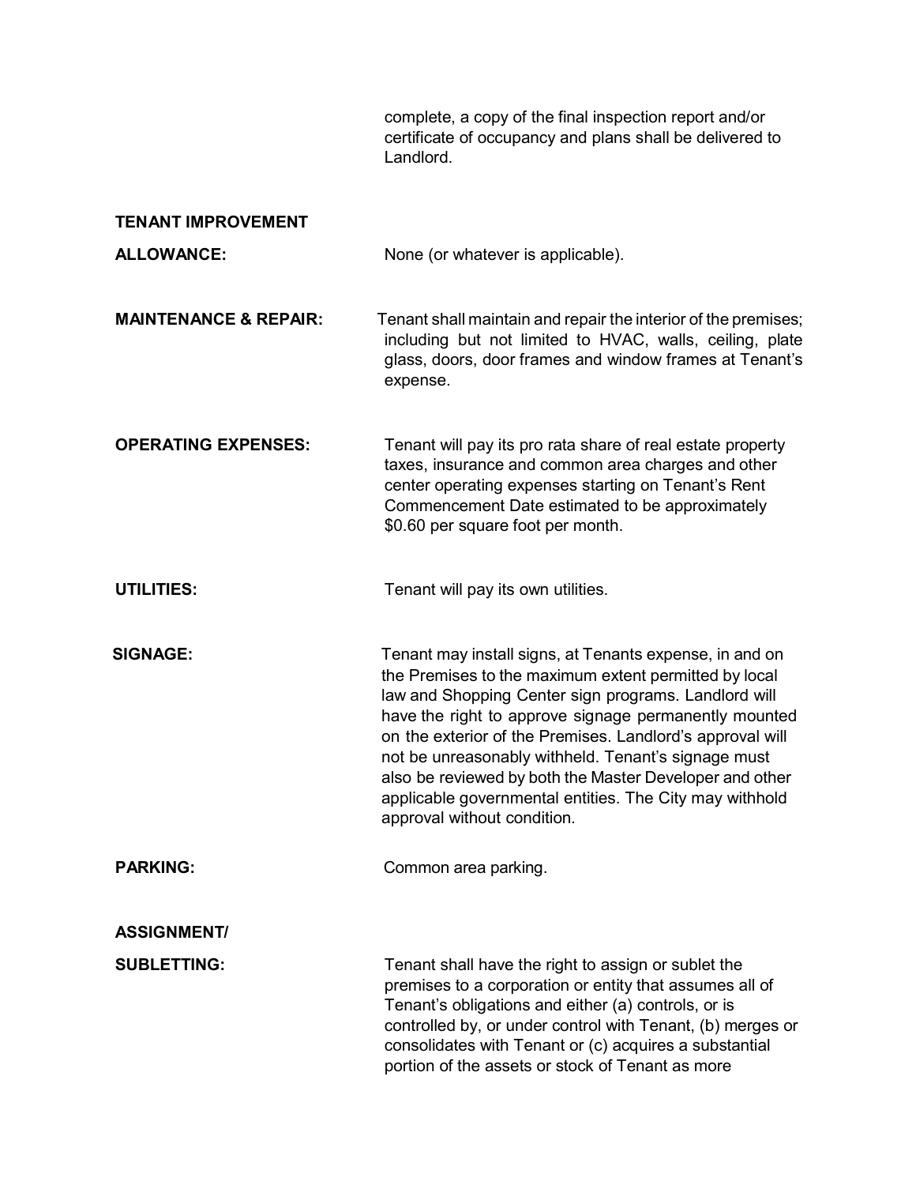complete, a copy of the final inspection report and/or certificate of occupancy and plans shall be delivered to Landlord.

**TENANT IMPROVEMENT ALLOWANCE:** None (or whatever is applicable).

**MAINTENANCE & REPAIR:** Tenant shall maintain and repair the interior of the premises; including but not limited to HVAC, walls, ceiling, plate glass, doors, door frames and window frames at Tenant's expense.

**OPERATING EXPENSES:** Tenant will pay its pro rata share of real estate property taxes, insurance and common area charges and other center operating expenses starting on Tenant's Rent Commencement Date estimated to be approximately $0.60 per square foot per month.

**UTILITIES:** Tenant will pay its own utilities.

**SIGNAGE:** Tenant may install signs, at Tenants expense, in and on the Premises to the maximum extent permitted by local law and Shopping Center sign programs. Landlord will have the right to approve signage permanently mounted on the exterior of the Premises. Landlord's approval will not be unreasonably withheld. Tenant's signage must also be reviewed by both the Master Developer and other applicable governmental entities. The City may withhold approval without condition.

**PARKING:** Common area parking.

**ASSIGNMENT/ SUBLETTING:** Tenant shall have the right to assign or sublet the premises to a corporation or entity that assumes all of Tenant's obligations and either (a) controls, or is controlled by, or under control with Tenant, (b) merges or consolidates with Tenant or (c) acquires a substantial portion of the assets or stock of Tenant as more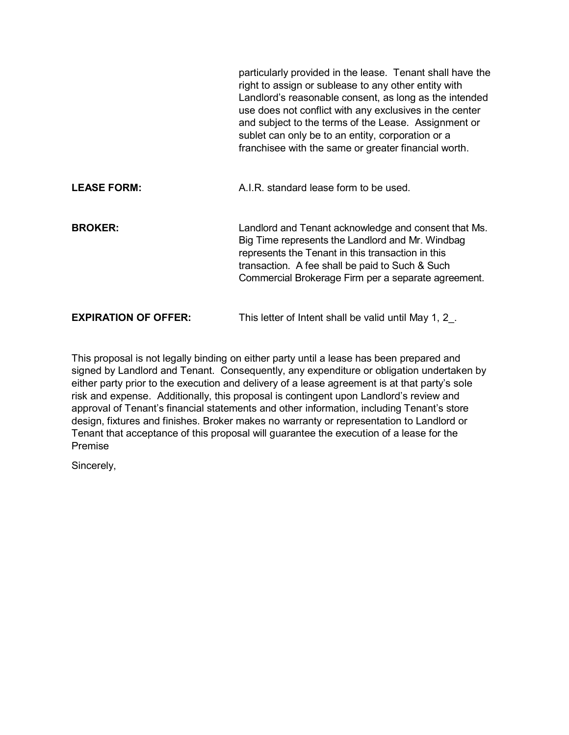particularly provided in the lease. Tenant shall have the right to assign or sublease to any other entity with Landlord's reasonable consent, as long as the intended use does not conflict with any exclusives in the center and subject to the terms of the Lease. Assignment or sublet can only be to an entity, corporation or a franchisee with the same or greater financial worth.

**LEASE FORM:** A.I.R. standard lease form to be used.

**BROKER:** Landlord and Tenant acknowledge and consent that Ms. Big Time represents the Landlord and Mr. Windbag represents the Tenant in this transaction in this transaction. A fee shall be paid to Such & Such Commercial Brokerage Firm per a separate agreement.

**EXPIRATION OF OFFER:** This letter of Intent shall be valid until May 1, 2_.

This proposal is not legally binding on either party until a lease has been prepared and signed by Landlord and Tenant. Consequently, any expenditure or obligation undertaken by either party prior to the execution and delivery of a lease agreement is at that party's sole risk and expense. Additionally, this proposal is contingent upon Landlord's review and approval of Tenant's financial statements and other information, including Tenant's store design, fixtures and finishes. Broker makes no warranty or representation to Landlord or Tenant that acceptance of this proposal will guarantee the execution of a lease for the Premise

Sincerely,